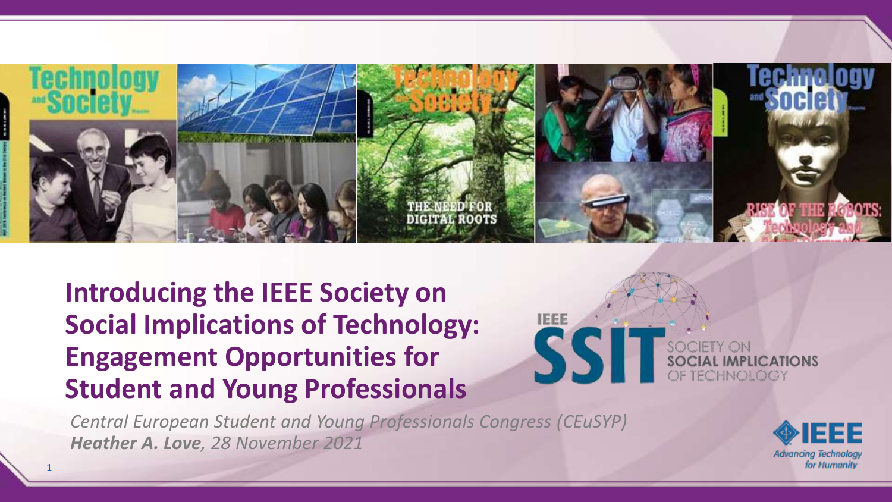# Introducing the IEEE Society on Social Implications of Technology: Engagement Opportunities for Student and Young Professionals

*Central European Student and Young Professionals Congress (CEuSYP)*

***Heather A. Love**, 28 November 2021*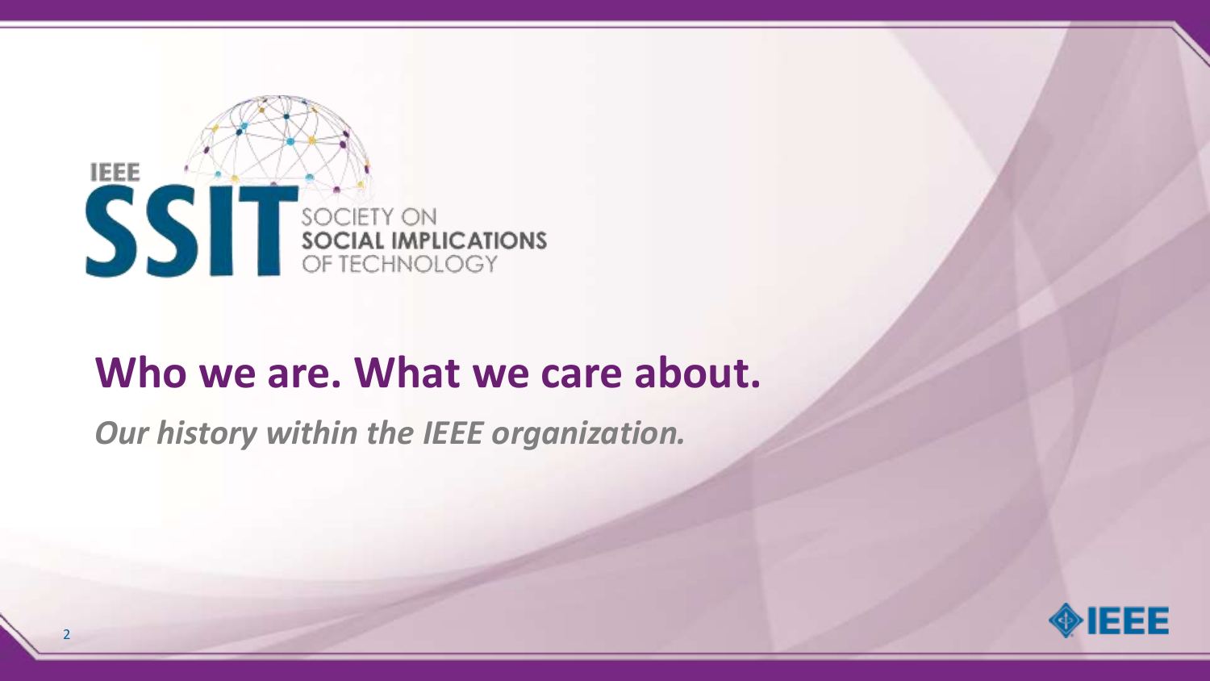IEEE SSIT SOCIETY ON SOCIAL IMPLICATIONS OF TECHNOLOGY

# Who we are. What we care about.

***Our history within the IEEE organization.***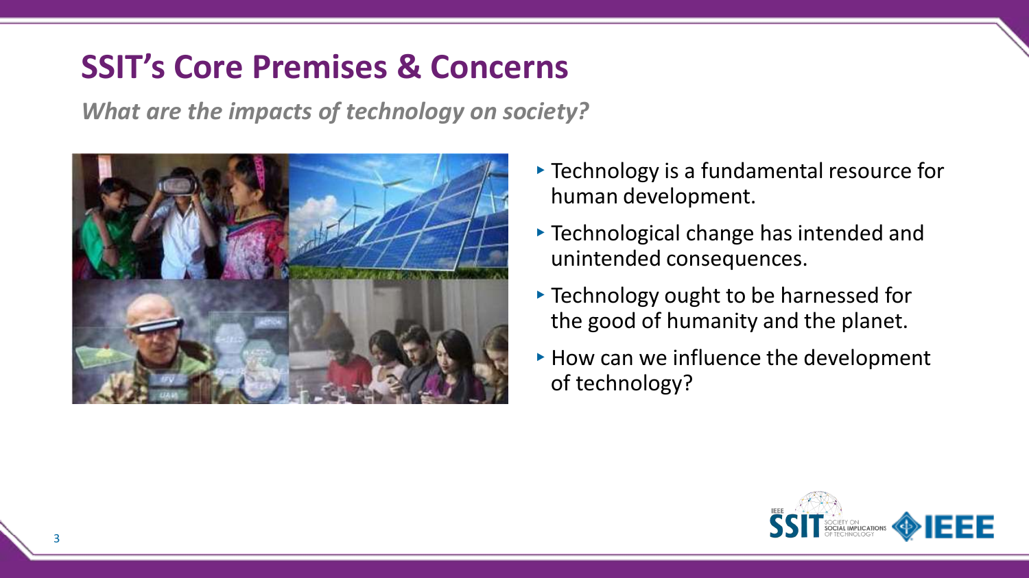# SSIT's Core Premises & Concerns

***What are the impacts of technology on society?***

- Technology is a fundamental resource for human development.
- Technological change has intended and unintended consequences.
- Technology ought to be harnessed for the good of humanity and the planet.
- How can we influence the development of technology?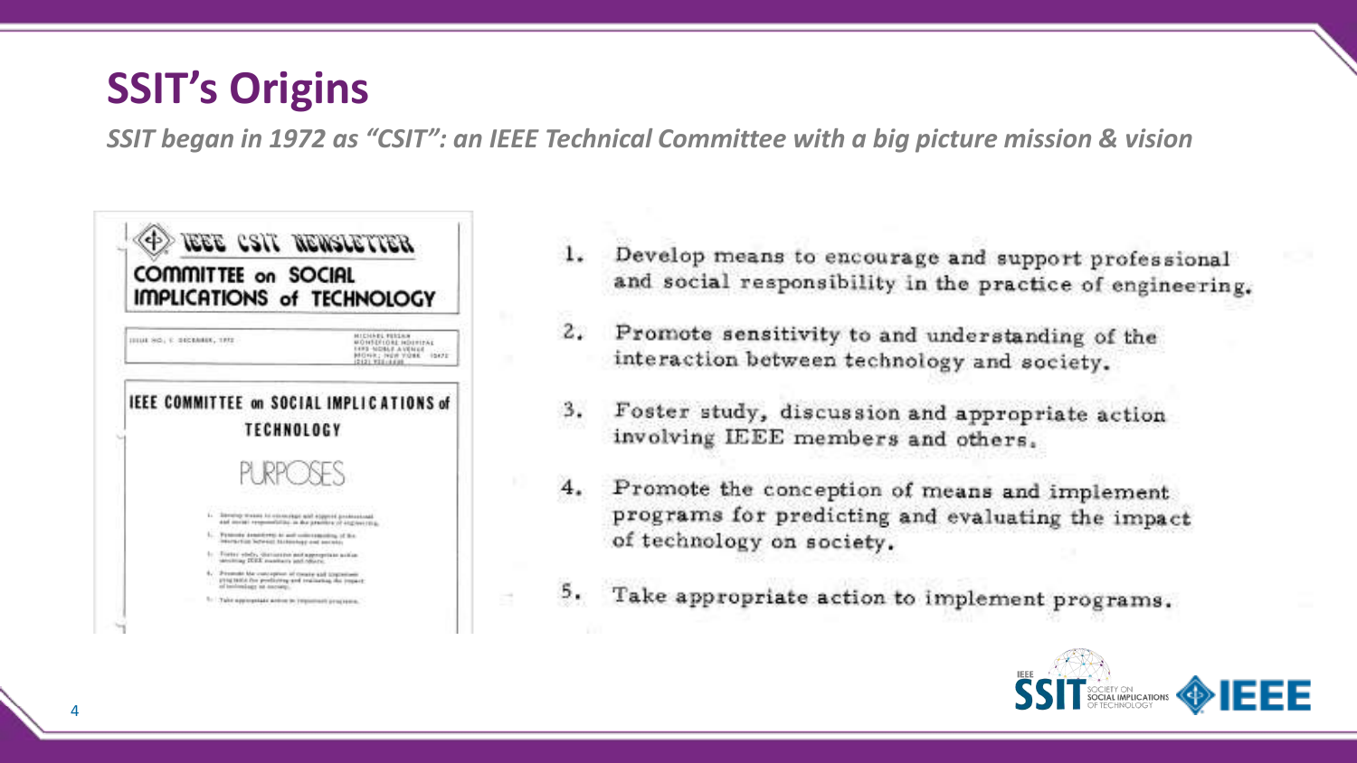# SSIT's Origins

*SSIT began in 1972 as "CSIT": an IEEE Technical Committee with a big picture mission & vision*

IEEE CSIT NEWSLETTER

COMMITTEE on SOCIAL IMPLICATIONS of TECHNOLOGY

IEEE COMMITTEE on SOCIAL IMPLICATIONS of TECHNOLOGY

PURPOSES

1. Develop means to encourage and support professional and social responsibility in the practice of engineering.
2. Promote sensitivity to and understanding of the interaction between technology and society.
3. Foster study, discussion and appropriate action involving IEEE members and others.
4. Promote the conception of means and implement programs for predicting and evaluating the impact of technology on society.
5. Take appropriate action to implement programs.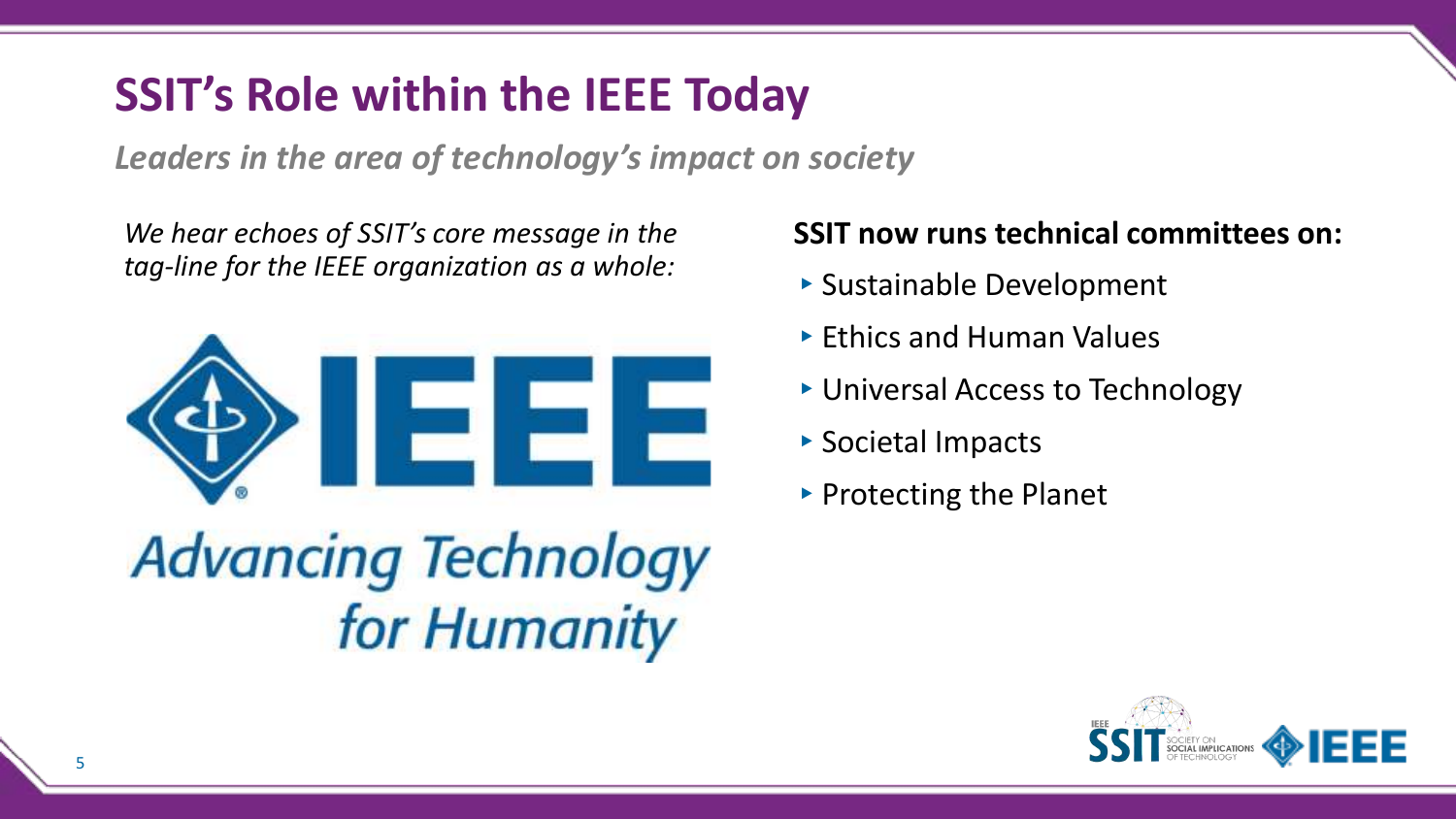# SSIT's Role within the IEEE Today

***Leaders in the area of technology's impact on society***

*We hear echoes of SSIT's core message in the tag-line for the IEEE organization as a whole:*

IEEE

*Advancing Technology for Humanity*

**SSIT now runs technical committees on:**

- Sustainable Development
- Ethics and Human Values
- Universal Access to Technology
- Societal Impacts
- Protecting the Planet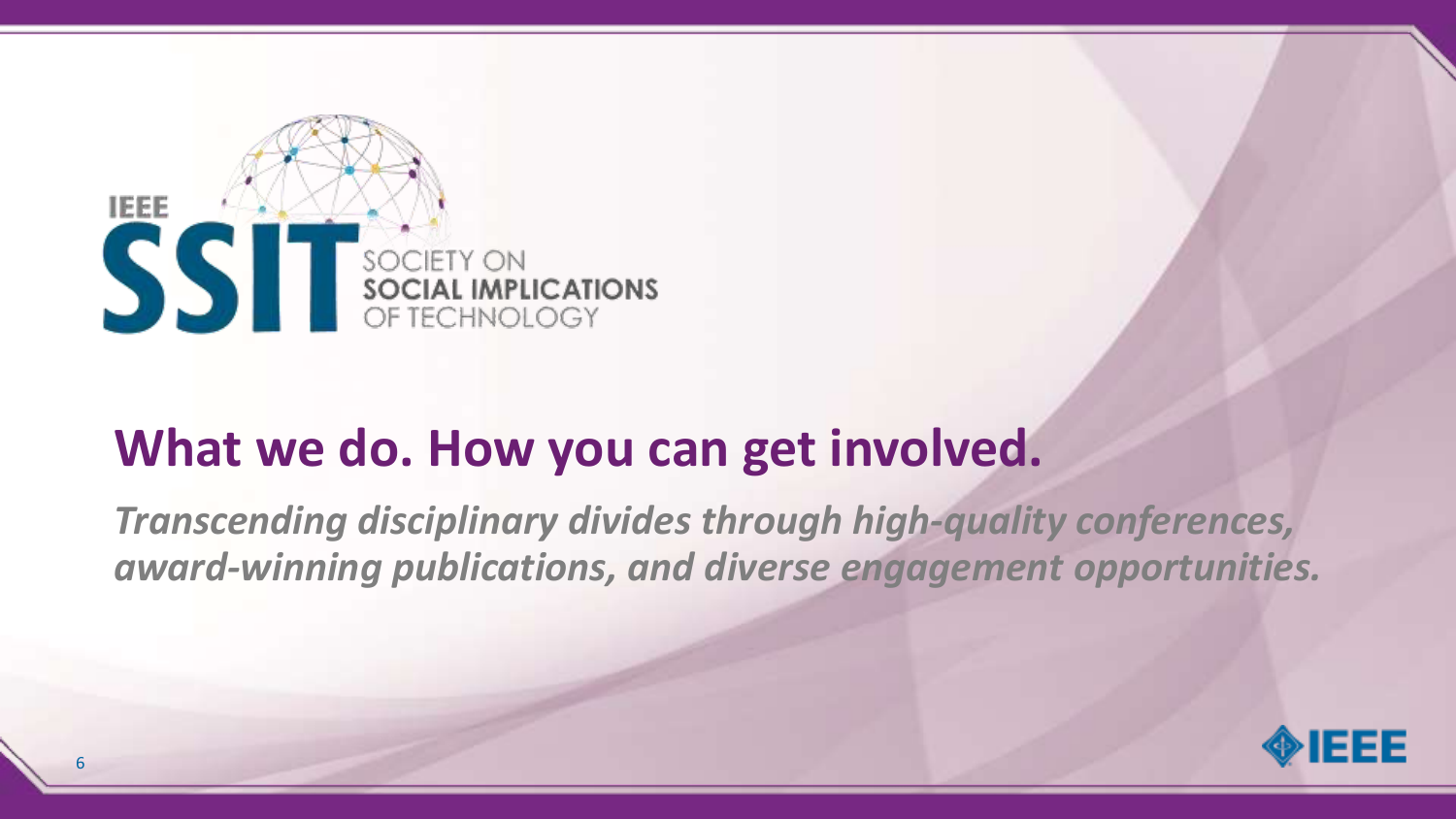IEEE SSIT SOCIETY ON SOCIAL IMPLICATIONS OF TECHNOLOGY

# What we do. How you can get involved.

***Transcending disciplinary divides through high-quality conferences, award-winning publications, and diverse engagement opportunities.***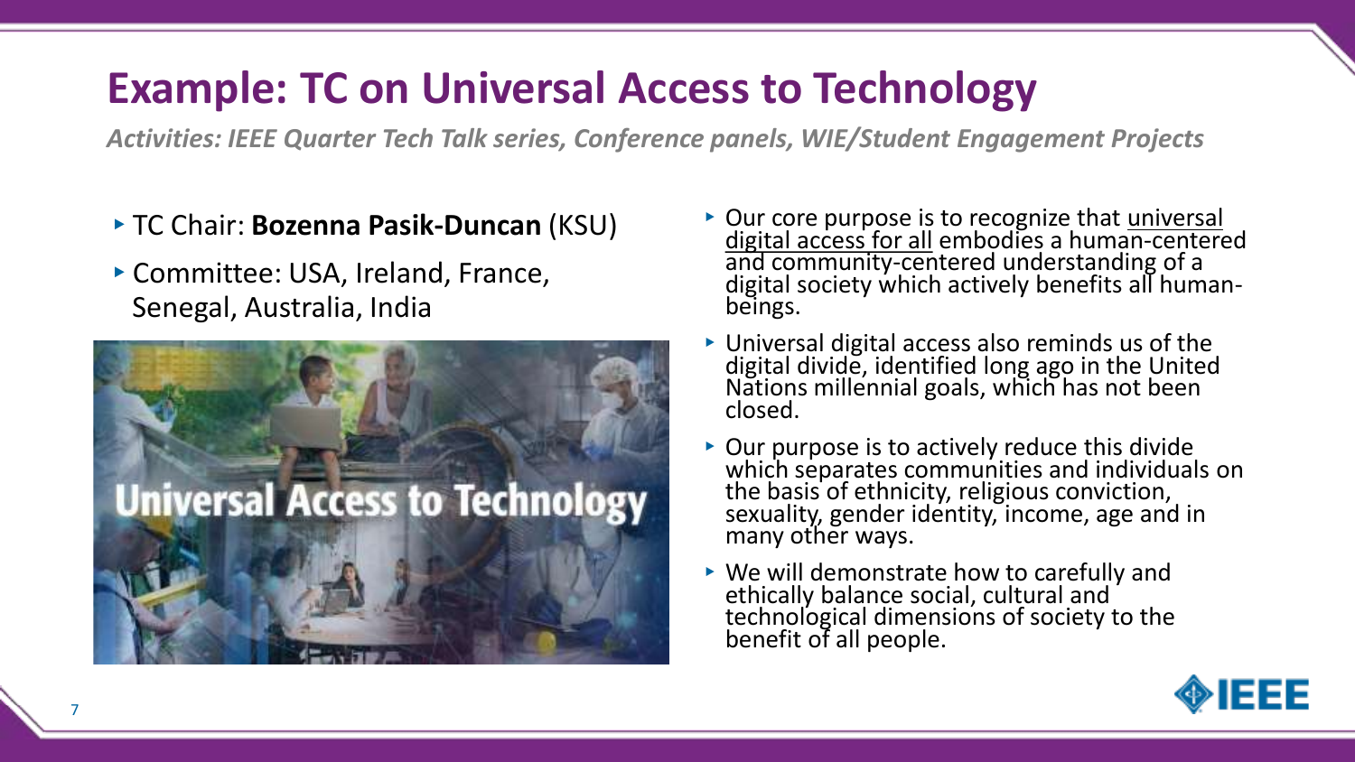# Example: TC on Universal Access to Technology

*Activities: IEEE Quarter Tech Talk series, Conference panels, WIE/Student Engagement Projects*

- TC Chair: **Bozenna Pasik-Duncan** (KSU)
- Committee: USA, Ireland, France, Senegal, Australia, India

- Our core purpose is to recognize that universal digital access for all embodies a human-centered and community-centered understanding of a digital society which actively benefits all human-beings.
- Universal digital access also reminds us of the digital divide, identified long ago in the United Nations millennial goals, which has not been closed.
- Our purpose is to actively reduce this divide which separates communities and individuals on the basis of ethnicity, religious conviction, sexuality, gender identity, income, age and in many other ways.
- We will demonstrate how to carefully and ethically balance social, cultural and technological dimensions of society to the benefit of all people.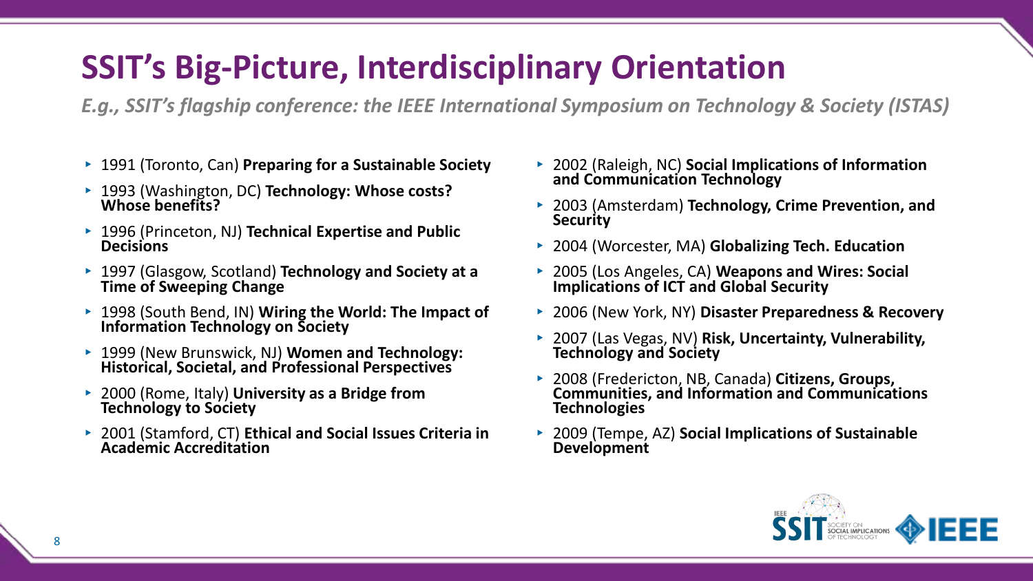# SSIT's Big-Picture, Interdisciplinary Orientation

*E.g., SSIT's flagship conference: the IEEE International Symposium on Technology & Society (ISTAS)*

- 1991 (Toronto, Can) **Preparing for a Sustainable Society**
- 1993 (Washington, DC) **Technology: Whose costs? Whose benefits?**
- 1996 (Princeton, NJ) **Technical Expertise and Public Decisions**
- 1997 (Glasgow, Scotland) **Technology and Society at a Time of Sweeping Change**
- 1998 (South Bend, IN) **Wiring the World: The Impact of Information Technology on Society**
- 1999 (New Brunswick, NJ) **Women and Technology: Historical, Societal, and Professional Perspectives**
- 2000 (Rome, Italy) **University as a Bridge from Technology to Society**
- 2001 (Stamford, CT) **Ethical and Social Issues Criteria in Academic Accreditation**
- 2002 (Raleigh, NC) **Social Implications of Information and Communication Technology**
- 2003 (Amsterdam) **Technology, Crime Prevention, and Security**
- 2004 (Worcester, MA) **Globalizing Tech. Education**
- 2005 (Los Angeles, CA) **Weapons and Wires: Social Implications of ICT and Global Security**
- 2006 (New York, NY) **Disaster Preparedness & Recovery**
- 2007 (Las Vegas, NV) **Risk, Uncertainty, Vulnerability, Technology and Society**
- 2008 (Fredericton, NB, Canada) **Citizens, Groups, Communities, and Information and Communications Technologies**
- 2009 (Tempe, AZ) **Social Implications of Sustainable Development**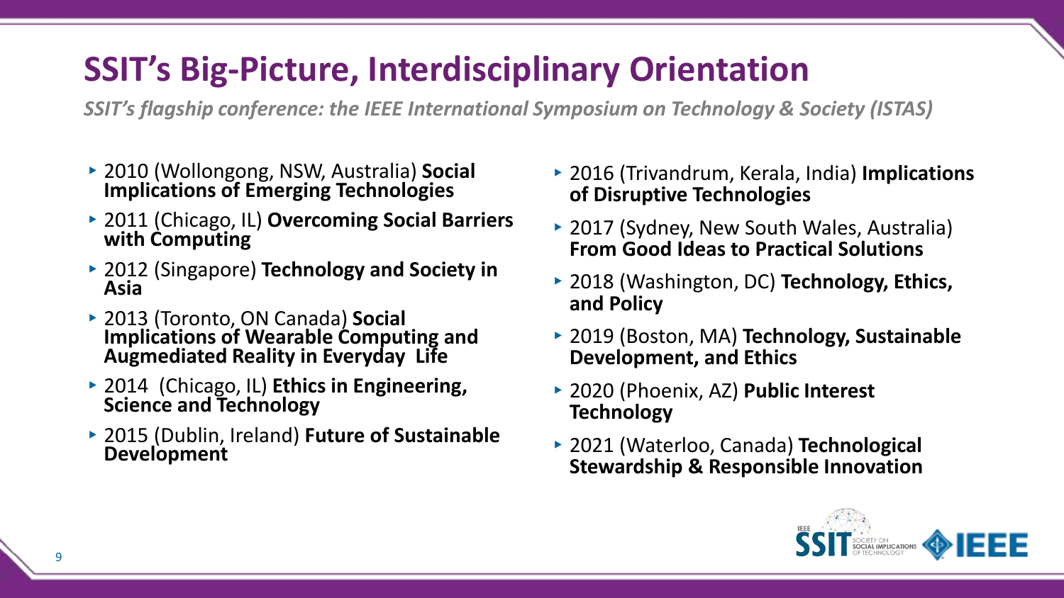# SSIT's Big-Picture, Interdisciplinary Orientation

*SSIT's flagship conference: the IEEE International Symposium on Technology & Society (ISTAS)*

- 2010 (Wollongong, NSW, Australia) **Social Implications of Emerging Technologies**
- 2011 (Chicago, IL) **Overcoming Social Barriers with Computing**
- 2012 (Singapore) **Technology and Society in Asia**
- 2013 (Toronto, ON Canada) **Social Implications of Wearable Computing and Augmediated Reality in Everyday Life**
- 2014 (Chicago, IL) **Ethics in Engineering, Science and Technology**
- 2015 (Dublin, Ireland) **Future of Sustainable Development**
- 2016 (Trivandrum, Kerala, India) **Implications of Disruptive Technologies**
- 2017 (Sydney, New South Wales, Australia) **From Good Ideas to Practical Solutions**
- 2018 (Washington, DC) **Technology, Ethics, and Policy**
- 2019 (Boston, MA) **Technology, Sustainable Development, and Ethics**
- 2020 (Phoenix, AZ) **Public Interest Technology**
- 2021 (Waterloo, Canada) **Technological Stewardship & Responsible Innovation**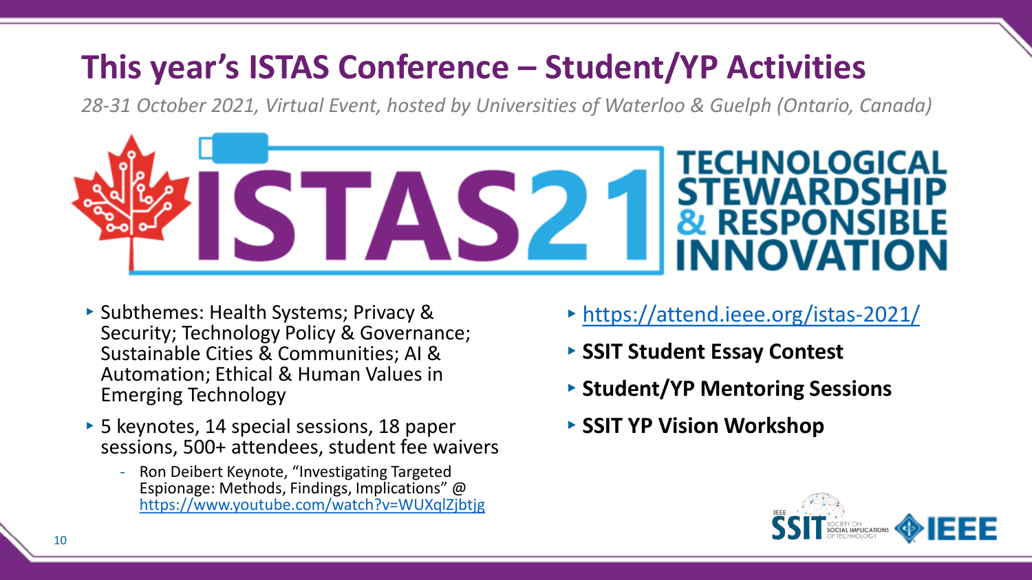# This year's ISTAS Conference – Student/YP Activities

*28-31 October 2021, Virtual Event, hosted by Universities of Waterloo & Guelph (Ontario, Canada)*

ISTAS21 TECHNOLOGICAL STEWARDSHIP & RESPONSIBLE INNOVATION

- Subthemes: Health Systems; Privacy & Security; Technology Policy & Governance; Sustainable Cities & Communities; AI & Automation; Ethical & Human Values in Emerging Technology
- 5 keynotes, 14 special sessions, 18 paper sessions, 500+ attendees, student fee waivers
  - Ron Deibert Keynote, "Investigating Targeted Espionage: Methods, Findings, Implications" @ https://www.youtube.com/watch?v=WUXqlZjbtjg
- https://attend.ieee.org/istas-2021/
- **SSIT Student Essay Contest**
- **Student/YP Mentoring Sessions**
- **SSIT YP Vision Workshop**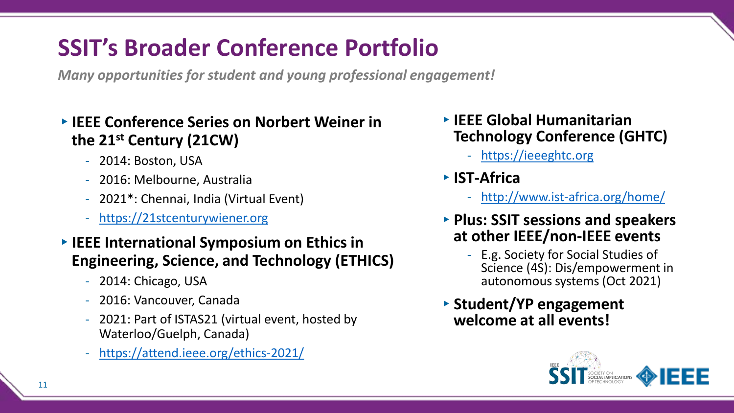# SSIT's Broader Conference Portfolio

*Many opportunities for student and young professional engagement!*

- **IEEE Conference Series on Norbert Weiner in the 21st Century (21CW)**
  - 2014: Boston, USA
  - 2016: Melbourne, Australia
  - 2021*: Chennai, India (Virtual Event)
  - https://21stcenturywiener.org
- **IEEE International Symposium on Ethics in Engineering, Science, and Technology (ETHICS)**
  - 2014: Chicago, USA
  - 2016: Vancouver, Canada
  - 2021: Part of ISTAS21 (virtual event, hosted by Waterloo/Guelph, Canada)
  - https://attend.ieee.org/ethics-2021/
- **IEEE Global Humanitarian Technology Conference (GHTC)**
  - https://ieeeghtc.org
- **IST-Africa**
  - http://www.ist-africa.org/home/
- **Plus: SSIT sessions and speakers at other IEEE/non-IEEE events**
  - E.g. Society for Social Studies of Science (4S): Dis/empowerment in autonomous systems (Oct 2021)
- **Student/YP engagement welcome at all events!**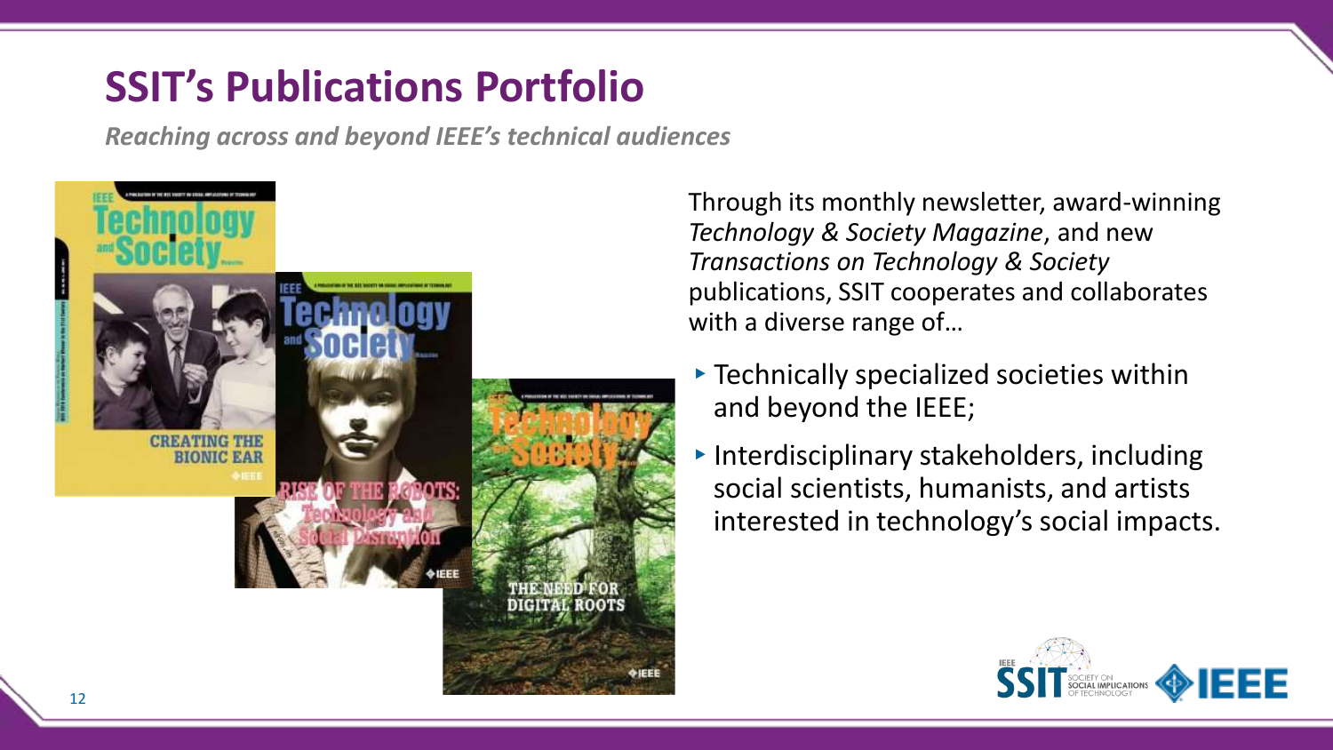# SSIT's Publications Portfolio

*Reaching across and beyond IEEE's technical audiences*

Through its monthly newsletter, award-winning *Technology & Society Magazine*, and new *Transactions on Technology & Society* publications, SSIT cooperates and collaborates with a diverse range of…

- Technically specialized societies within and beyond the IEEE;
- Interdisciplinary stakeholders, including social scientists, humanists, and artists interested in technology's social impacts.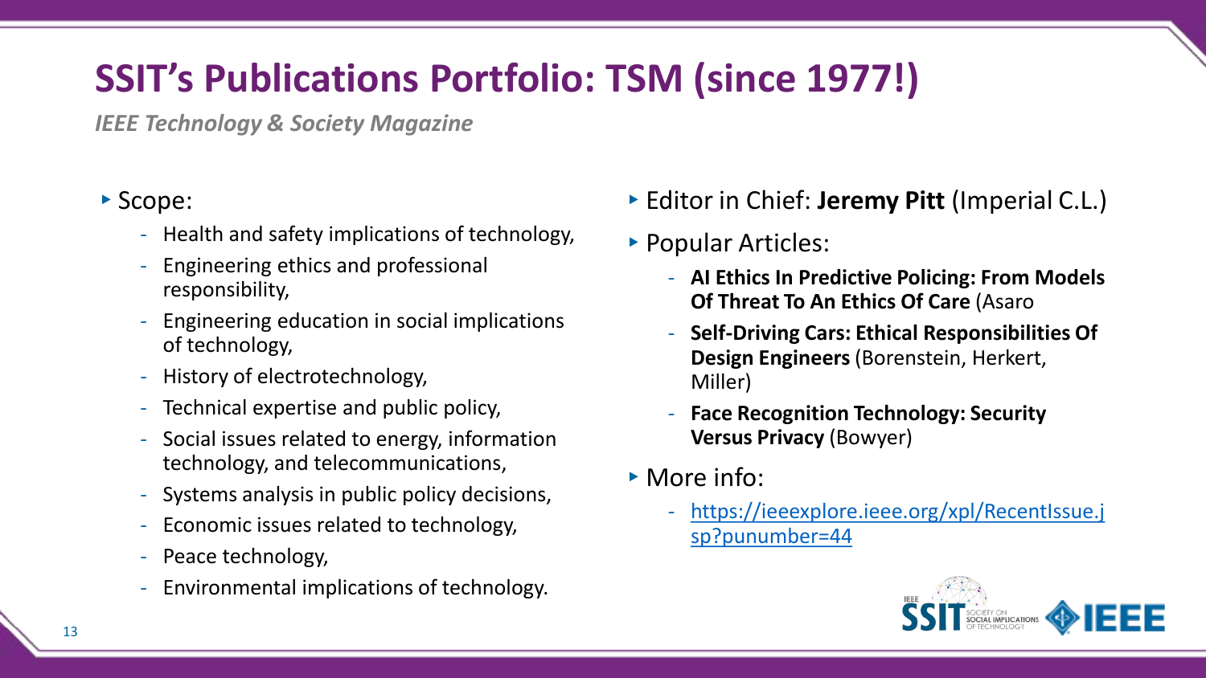# SSIT's Publications Portfolio: TSM (since 1977!)

*IEEE Technology & Society Magazine*

- Scope:
  - Health and safety implications of technology,
  - Engineering ethics and professional responsibility,
  - Engineering education in social implications of technology,
  - History of electrotechnology,
  - Technical expertise and public policy,
  - Social issues related to energy, information technology, and telecommunications,
  - Systems analysis in public policy decisions,
  - Economic issues related to technology,
  - Peace technology,
  - Environmental implications of technology.

- Editor in Chief: **Jeremy Pitt** (Imperial C.L.)
- Popular Articles:
  - **AI Ethics In Predictive Policing: From Models Of Threat To An Ethics Of Care** (Asaro
  - **Self-Driving Cars: Ethical Responsibilities Of Design Engineers** (Borenstein, Herkert, Miller)
  - **Face Recognition Technology: Security Versus Privacy** (Bowyer)
- More info:
  - https://ieeexplore.ieee.org/xpl/RecentIssue.jsp?punumber=44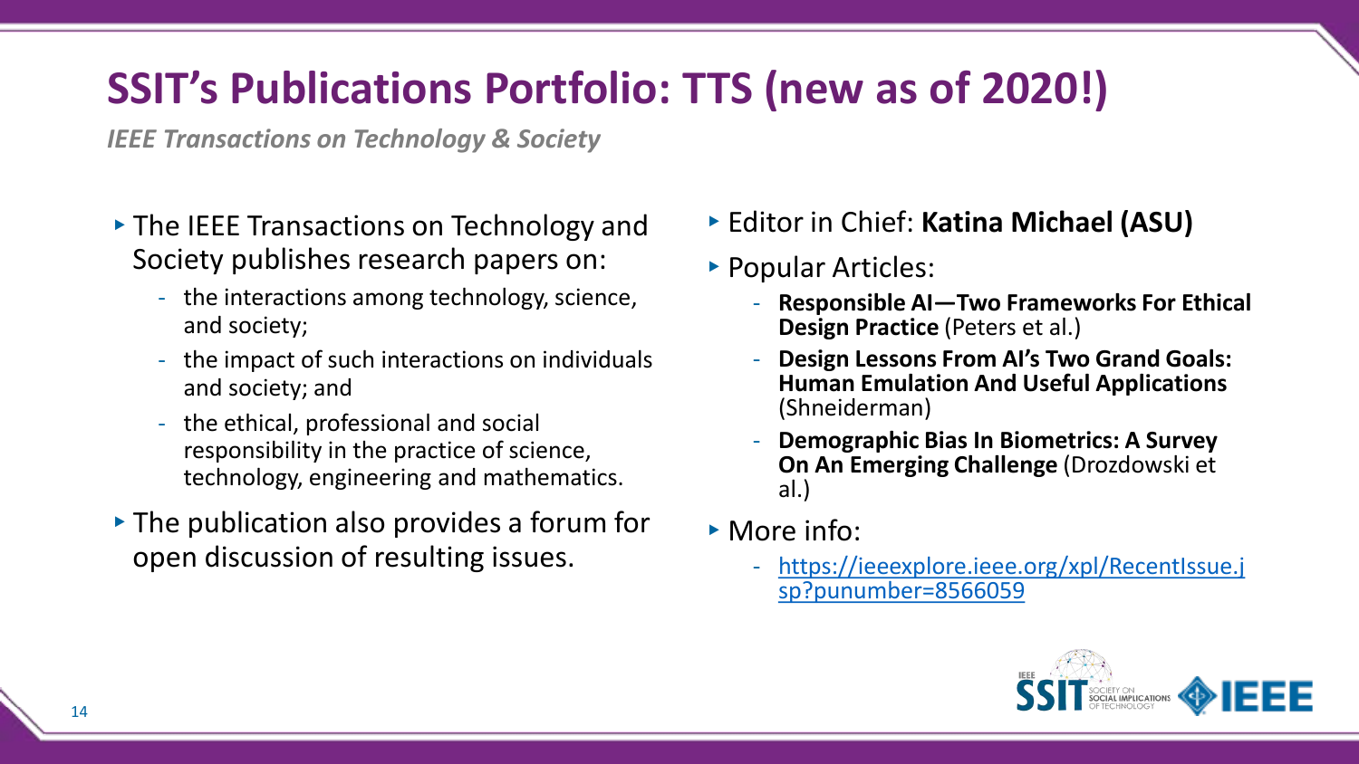# SSIT's Publications Portfolio: TTS (new as of 2020!)

*IEEE Transactions on Technology & Society*

- The IEEE Transactions on Technology and Society publishes research papers on:
  - the interactions among technology, science, and society;
  - the impact of such interactions on individuals and society; and
  - the ethical, professional and social responsibility in the practice of science, technology, engineering and mathematics.
- The publication also provides a forum for open discussion of resulting issues.

- Editor in Chief: **Katina Michael (ASU)**
- Popular Articles:
  - **Responsible AI—Two Frameworks For Ethical Design Practice** (Peters et al.)
  - **Design Lessons From AI's Two Grand Goals: Human Emulation And Useful Applications** (Shneiderman)
  - **Demographic Bias In Biometrics: A Survey On An Emerging Challenge** (Drozdowski et al.)
- More info:
  - [https://ieeexplore.ieee.org/xpl/RecentIssue.jsp?punumber=8566059](https://ieeexplore.ieee.org/xpl/RecentIssue.jsp?punumber=8566059)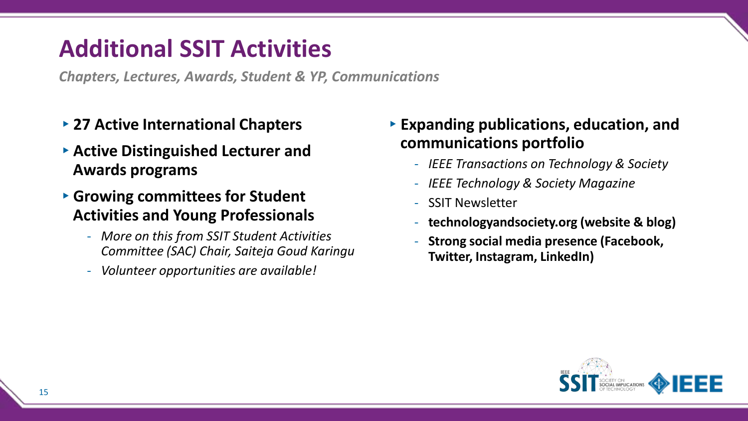# Additional SSIT Activities

*Chapters, Lectures, Awards, Student & YP, Communications*

- **27 Active International Chapters**
- **Active Distinguished Lecturer and Awards programs**
- **Growing committees for Student Activities and Young Professionals**
  - *More on this from SSIT Student Activities Committee (SAC) Chair, Saiteja Goud Karingu*
  - *Volunteer opportunities are available!*
- **Expanding publications, education, and communications portfolio**
  - *IEEE Transactions on Technology & Society*
  - *IEEE Technology & Society Magazine*
  - SSIT Newsletter
  - **technologyandsociety.org (website & blog)**
  - **Strong social media presence (Facebook, Twitter, Instagram, LinkedIn)**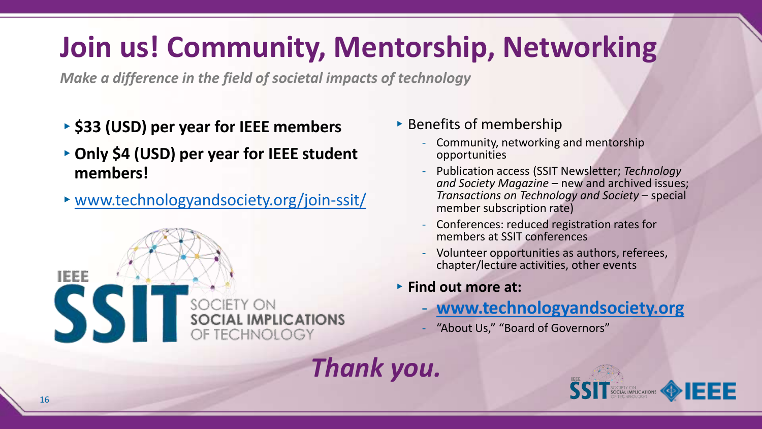# Join us! Community, Mentorship, Networking

*Make a difference in the field of societal impacts of technology*

- **$33 (USD) per year for IEEE members**
- **Only $4 (USD) per year for IEEE student members!**
- www.technologyandsociety.org/join-ssit/

IEEE SSIT SOCIETY ON SOCIAL IMPLICATIONS OF TECHNOLOGY

- Benefits of membership
  - Community, networking and mentorship opportunities
  - Publication access (SSIT Newsletter; *Technology and Society Magazine* – new and archived issues; *Transactions on Technology and Society* – special member subscription rate)
  - Conferences: reduced registration rates for members at SSIT conferences
  - Volunteer opportunities as authors, referees, chapter/lecture activities, other events
- **Find out more at:**
  - **www.technologyandsociety.org**
  - "About Us," "Board of Governors"

***Thank you.***